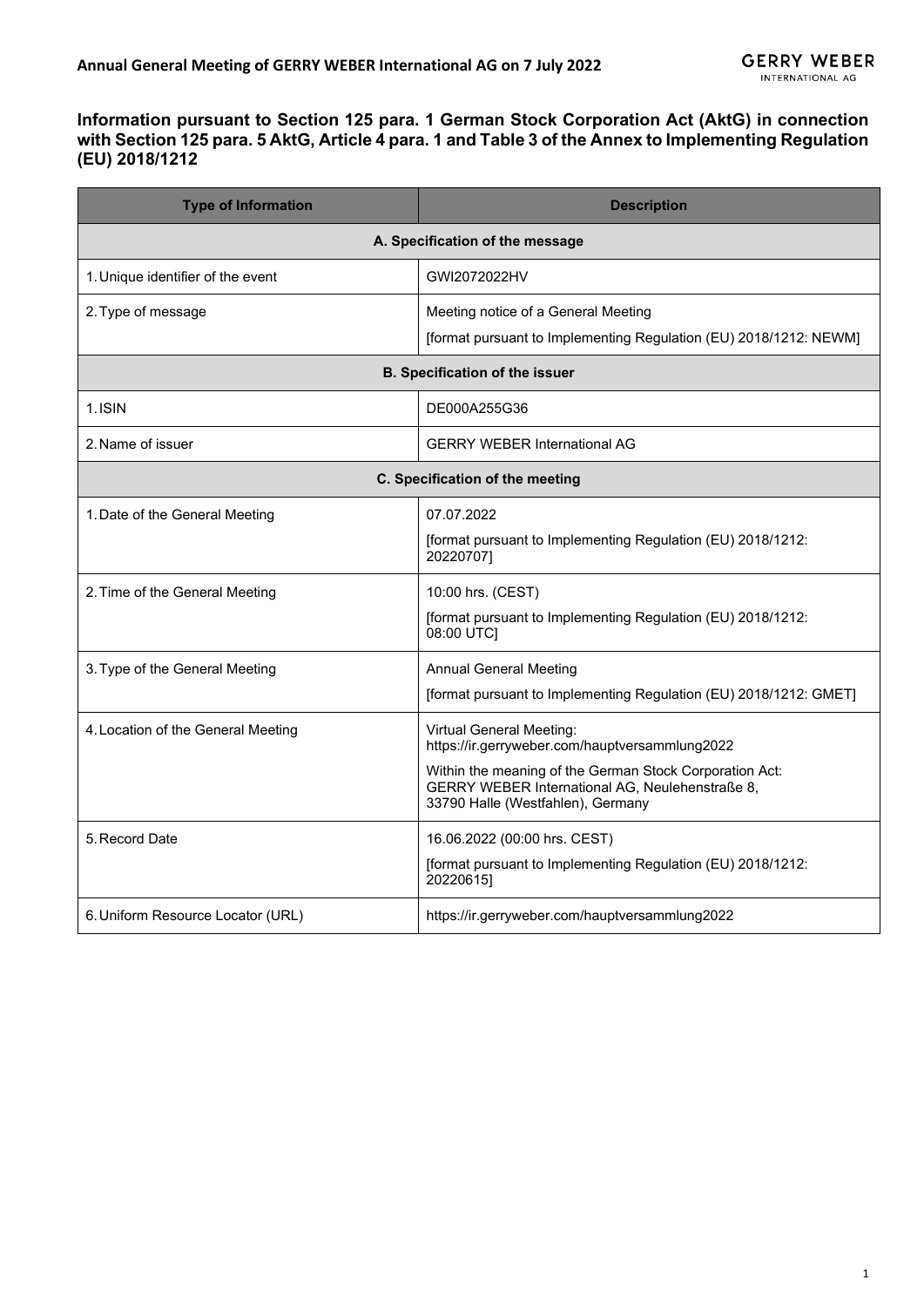**Annual General Meeting of GERRY WEBER International AG on 7 July 2022**

# Information pursuant to Section 125 para. 1 German Stock Corporation Act (AktG) in connection with Section 125 para. 5 AktG, Article 4 para. 1 and Table 3 of the Annex to Implementing Regulation (EU) 2018/1212

| Type of Information | Description |
| --- | --- |
| **A. Specification of the message** | |
| 1. Unique identifier of the event | GWI2072022HV |
| 2. Type of message | Meeting notice of a General Meeting<br>[format pursuant to Implementing Regulation (EU) 2018/1212: NEWM] |
| **B. Specification of the issuer** | |
| 1. ISIN | DE000A255G36 |
| 2. Name of issuer | GERRY WEBER International AG |
| **C. Specification of the meeting** | |
| 1. Date of the General Meeting | 07.07.2022<br>[format pursuant to Implementing Regulation (EU) 2018/1212: 20220707] |
| 2. Time of the General Meeting | 10:00 hrs. (CEST)<br>[format pursuant to Implementing Regulation (EU) 2018/1212: 08:00 UTC] |
| 3. Type of the General Meeting | Annual General Meeting<br>[format pursuant to Implementing Regulation (EU) 2018/1212: GMET] |
| 4. Location of the General Meeting | Virtual General Meeting: https://ir.gerryweber.com/hauptversammlung2022<br>Within the meaning of the German Stock Corporation Act: GERRY WEBER International AG, Neulehenstraße 8, 33790 Halle (Westfahlen), Germany |
| 5. Record Date | 16.06.2022 (00:00 hrs. CEST)<br>[format pursuant to Implementing Regulation (EU) 2018/1212: 20220615] |
| 6. Uniform Resource Locator (URL) | https://ir.gerryweber.com/hauptversammlung2022 |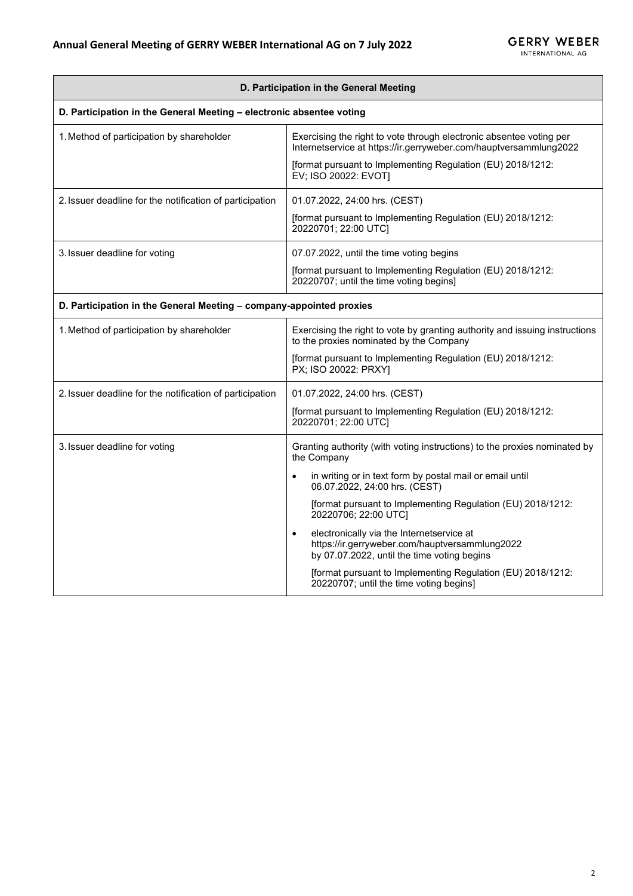| D. Participation in the General Meeting | |
|---|---|
| **D. Participation in the General Meeting – electronic absentee voting** | |
| 1. Method of participation by shareholder | Exercising the right to vote through electronic absentee voting per Internetservice at https://ir.gerryweber.com/hauptversammlung2022<br><br>[format pursuant to Implementing Regulation (EU) 2018/1212: EV; ISO 20022: EVOT] |
| 2. Issuer deadline for the notification of participation | 01.07.2022, 24:00 hrs. (CEST)<br><br>[format pursuant to Implementing Regulation (EU) 2018/1212: 20220701; 22:00 UTC] |
| 3. Issuer deadline for voting | 07.07.2022, until the time voting begins<br><br>[format pursuant to Implementing Regulation (EU) 2018/1212: 20220707; until the time voting begins] |
| **D. Participation in the General Meeting – company-appointed proxies** | |
| 1. Method of participation by shareholder | Exercising the right to vote by granting authority and issuing instructions to the proxies nominated by the Company<br><br>[format pursuant to Implementing Regulation (EU) 2018/1212: PX; ISO 20022: PRXY] |
| 2. Issuer deadline for the notification of participation | 01.07.2022, 24:00 hrs. (CEST)<br><br>[format pursuant to Implementing Regulation (EU) 2018/1212: 20220701; 22:00 UTC] |
| 3. Issuer deadline for voting | Granting authority (with voting instructions) to the proxies nominated by the Company<br><br>• in writing or in text form by postal mail or email until 06.07.2022, 24:00 hrs. (CEST)<br><br>[format pursuant to Implementing Regulation (EU) 2018/1212: 20220706; 22:00 UTC]<br><br>• electronically via the Internetservice at https://ir.gerryweber.com/hauptversammlung2022 by 07.07.2022, until the time voting begins<br><br>[format pursuant to Implementing Regulation (EU) 2018/1212: 20220707; until the time voting begins] |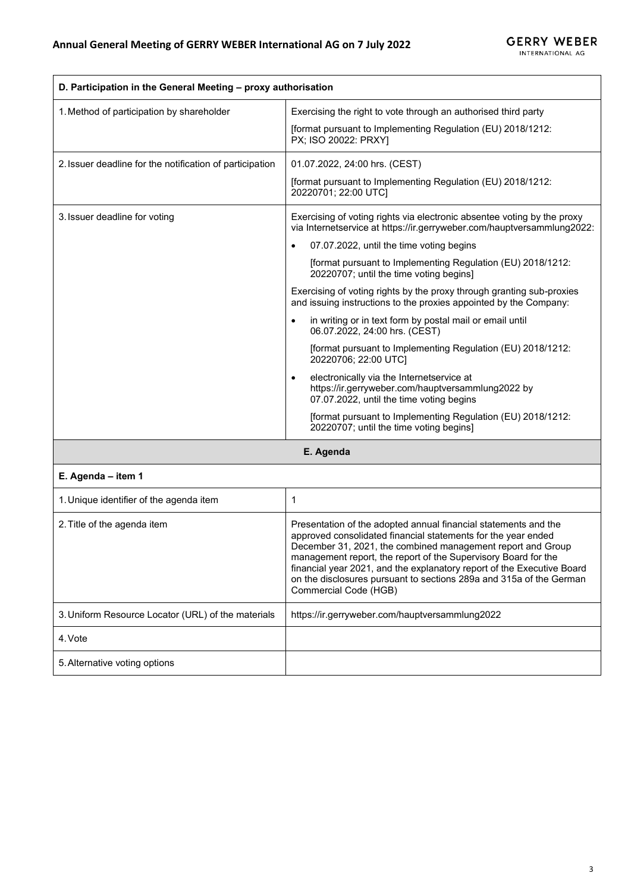| D. Participation in the General Meeting – proxy authorisation | |
|---|---|
| 1. Method of participation by shareholder | Exercising the right to vote through an authorised third party<br>[format pursuant to Implementing Regulation (EU) 2018/1212: PX; ISO 20022: PRXY] |
| 2. Issuer deadline for the notification of participation | 01.07.2022, 24:00 hrs. (CEST)<br>[format pursuant to Implementing Regulation (EU) 2018/1212: 20220701; 22:00 UTC] |
| 3. Issuer deadline for voting | Exercising of voting rights via electronic absentee voting by the proxy via Internetservice at https://ir.gerryweber.com/hauptversammlung2022:<br>• 07.07.2022, until the time voting begins<br>[format pursuant to Implementing Regulation (EU) 2018/1212: 20220707; until the time voting begins]<br>Exercising of voting rights by the proxy through granting sub-proxies and issuing instructions to the proxies appointed by the Company:<br>• in writing or in text form by postal mail or email until 06.07.2022, 24:00 hrs. (CEST)<br>[format pursuant to Implementing Regulation (EU) 2018/1212: 20220706; 22:00 UTC]<br>• electronically via the Internetservice at https://ir.gerryweber.com/hauptversammlung2022 by 07.07.2022, until the time voting begins<br>[format pursuant to Implementing Regulation (EU) 2018/1212: 20220707; until the time voting begins] |

## E. Agenda

| E. Agenda – item 1 | |
|---|---|
| 1. Unique identifier of the agenda item | 1 |
| 2. Title of the agenda item | Presentation of the adopted annual financial statements and the approved consolidated financial statements for the year ended December 31, 2021, the combined management report and Group management report, the report of the Supervisory Board for the financial year 2021, and the explanatory report of the Executive Board on the disclosures pursuant to sections 289a and 315a of the German Commercial Code (HGB) |
| 3. Uniform Resource Locator (URL) of the materials | https://ir.gerryweber.com/hauptversammlung2022 |
| 4. Vote | |
| 5. Alternative voting options | |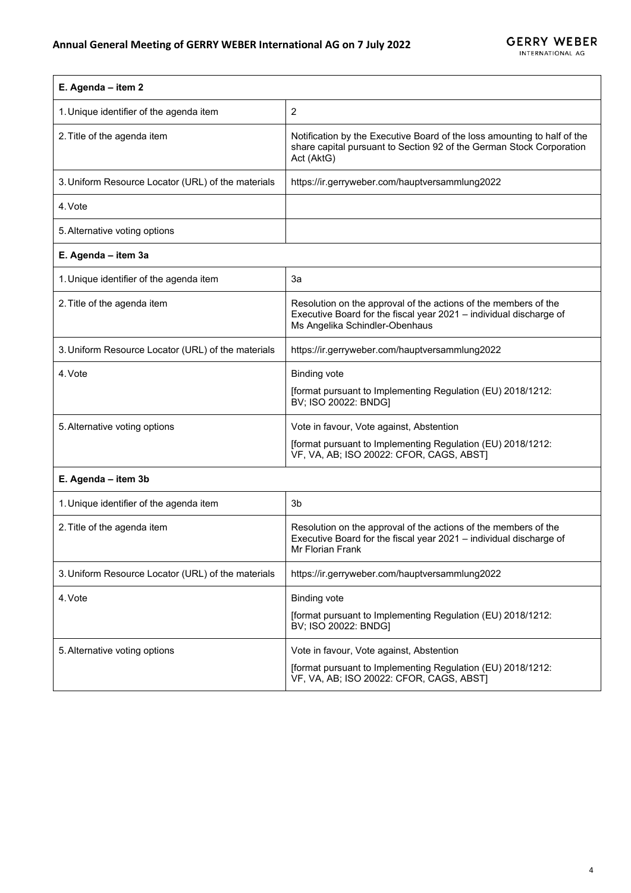| E. Agenda – item 2 | |
|---|---|
| 1. Unique identifier of the agenda item | 2 |
| 2. Title of the agenda item | Notification by the Executive Board of the loss amounting to half of the share capital pursuant to Section 92 of the German Stock Corporation Act (AktG) |
| 3. Uniform Resource Locator (URL) of the materials | https://ir.gerryweber.com/hauptversammlung2022 |
| 4. Vote | |
| 5. Alternative voting options | |

| E. Agenda – item 3a | |
|---|---|
| 1. Unique identifier of the agenda item | 3a |
| 2. Title of the agenda item | Resolution on the approval of the actions of the members of the Executive Board for the fiscal year 2021 – individual discharge of Ms Angelika Schindler-Obenhaus |
| 3. Uniform Resource Locator (URL) of the materials | https://ir.gerryweber.com/hauptversammlung2022 |
| 4. Vote | Binding vote<br>[format pursuant to Implementing Regulation (EU) 2018/1212: BV; ISO 20022: BNDG] |
| 5. Alternative voting options | Vote in favour, Vote against, Abstention<br>[format pursuant to Implementing Regulation (EU) 2018/1212: VF, VA, AB; ISO 20022: CFOR, CAGS, ABST] |

| E. Agenda – item 3b | |
|---|---|
| 1. Unique identifier of the agenda item | 3b |
| 2. Title of the agenda item | Resolution on the approval of the actions of the members of the Executive Board for the fiscal year 2021 – individual discharge of Mr Florian Frank |
| 3. Uniform Resource Locator (URL) of the materials | https://ir.gerryweber.com/hauptversammlung2022 |
| 4. Vote | Binding vote<br>[format pursuant to Implementing Regulation (EU) 2018/1212: BV; ISO 20022: BNDG] |
| 5. Alternative voting options | Vote in favour, Vote against, Abstention<br>[format pursuant to Implementing Regulation (EU) 2018/1212: VF, VA, AB; ISO 20022: CFOR, CAGS, ABST] |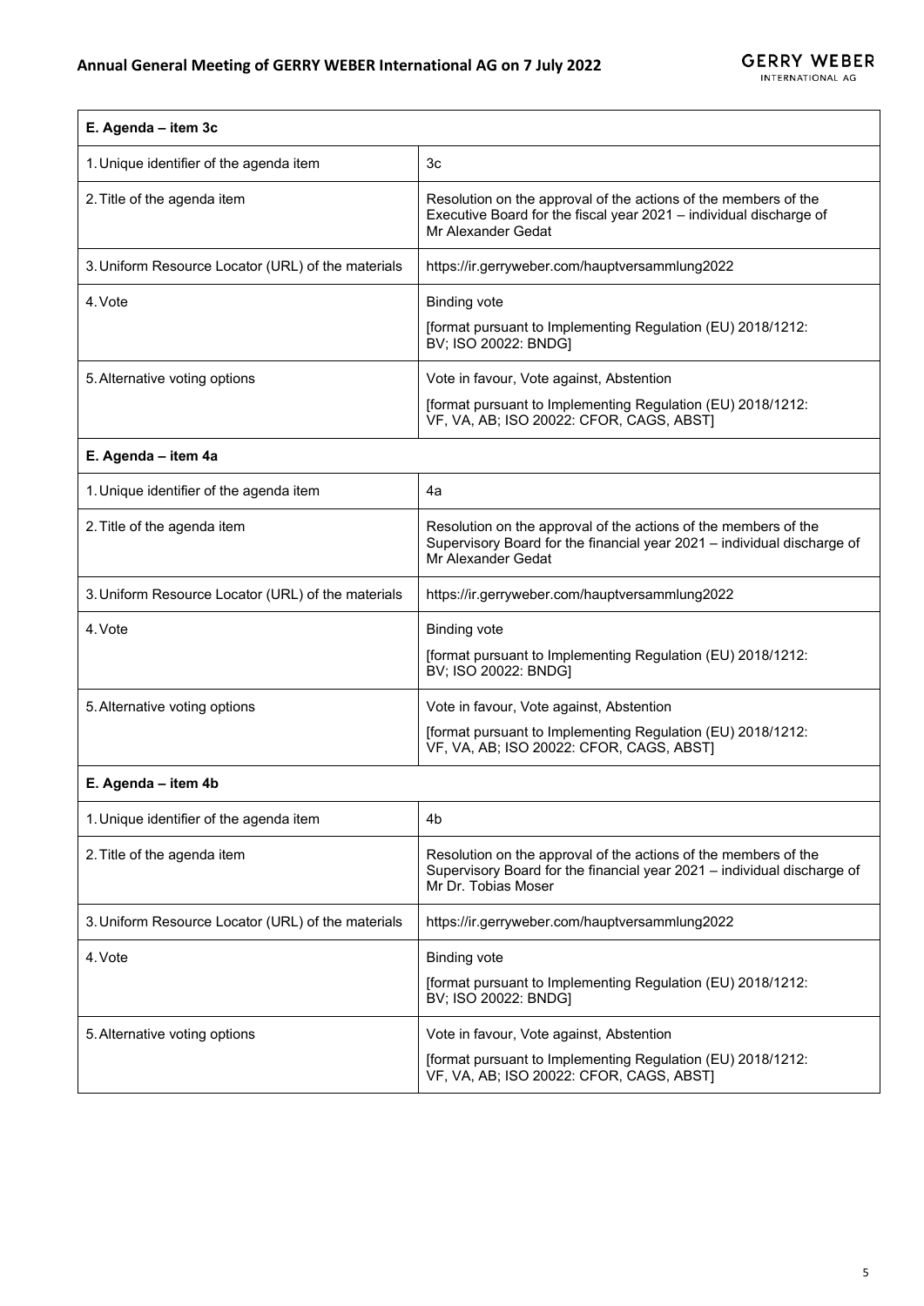| E. Agenda – item 3c | |
|---|---|
| 1. Unique identifier of the agenda item | 3c |
| 2. Title of the agenda item | Resolution on the approval of the actions of the members of the Executive Board for the fiscal year 2021 – individual discharge of Mr Alexander Gedat |
| 3. Uniform Resource Locator (URL) of the materials | https://ir.gerryweber.com/hauptversammlung2022 |
| 4. Vote | Binding vote<br><br>[format pursuant to Implementing Regulation (EU) 2018/1212: BV; ISO 20022: BNDG] |
| 5. Alternative voting options | Vote in favour, Vote against, Abstention<br><br>[format pursuant to Implementing Regulation (EU) 2018/1212: VF, VA, AB; ISO 20022: CFOR, CAGS, ABST] |

| E. Agenda – item 4a | |
|---|---|
| 1. Unique identifier of the agenda item | 4a |
| 2. Title of the agenda item | Resolution on the approval of the actions of the members of the Supervisory Board for the financial year 2021 – individual discharge of Mr Alexander Gedat |
| 3. Uniform Resource Locator (URL) of the materials | https://ir.gerryweber.com/hauptversammlung2022 |
| 4. Vote | Binding vote<br><br>[format pursuant to Implementing Regulation (EU) 2018/1212: BV; ISO 20022: BNDG] |
| 5. Alternative voting options | Vote in favour, Vote against, Abstention<br><br>[format pursuant to Implementing Regulation (EU) 2018/1212: VF, VA, AB; ISO 20022: CFOR, CAGS, ABST] |

| E. Agenda – item 4b | |
|---|---|
| 1. Unique identifier of the agenda item | 4b |
| 2. Title of the agenda item | Resolution on the approval of the actions of the members of the Supervisory Board for the financial year 2021 – individual discharge of Mr Dr. Tobias Moser |
| 3. Uniform Resource Locator (URL) of the materials | https://ir.gerryweber.com/hauptversammlung2022 |
| 4. Vote | Binding vote<br><br>[format pursuant to Implementing Regulation (EU) 2018/1212: BV; ISO 20022: BNDG] |
| 5. Alternative voting options | Vote in favour, Vote against, Abstention<br><br>[format pursuant to Implementing Regulation (EU) 2018/1212: VF, VA, AB; ISO 20022: CFOR, CAGS, ABST] |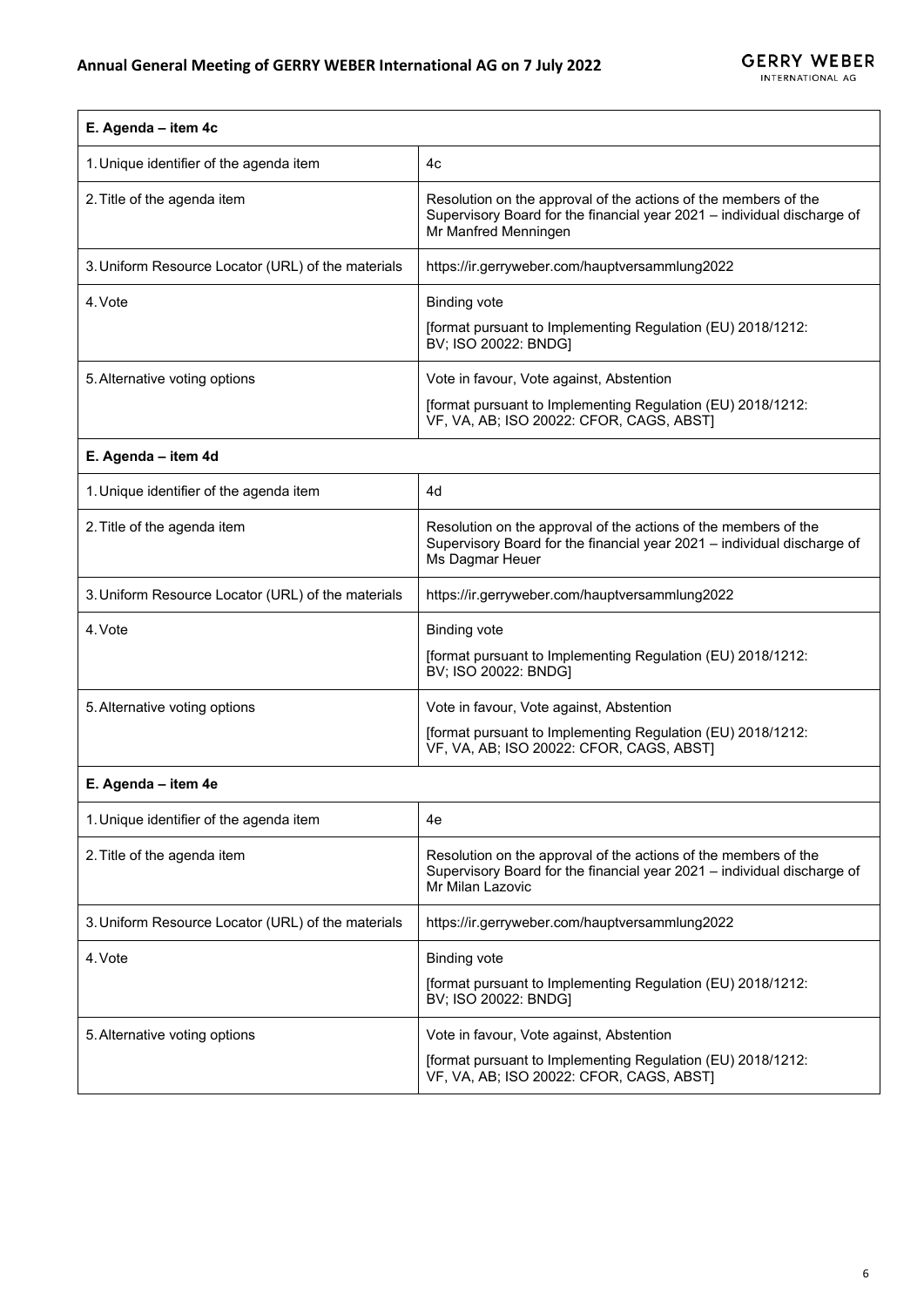| E. Agenda – item 4c | |
|---|---|
| 1. Unique identifier of the agenda item | 4c |
| 2. Title of the agenda item | Resolution on the approval of the actions of the members of the Supervisory Board for the financial year 2021 – individual discharge of Mr Manfred Menningen |
| 3. Uniform Resource Locator (URL) of the materials | https://ir.gerryweber.com/hauptversammlung2022 |
| 4. Vote | Binding vote<br>[format pursuant to Implementing Regulation (EU) 2018/1212: BV; ISO 20022: BNDG] |
| 5. Alternative voting options | Vote in favour, Vote against, Abstention<br>[format pursuant to Implementing Regulation (EU) 2018/1212: VF, VA, AB; ISO 20022: CFOR, CAGS, ABST] |

| E. Agenda – item 4d | |
|---|---|
| 1. Unique identifier of the agenda item | 4d |
| 2. Title of the agenda item | Resolution on the approval of the actions of the members of the Supervisory Board for the financial year 2021 – individual discharge of Ms Dagmar Heuer |
| 3. Uniform Resource Locator (URL) of the materials | https://ir.gerryweber.com/hauptversammlung2022 |
| 4. Vote | Binding vote<br>[format pursuant to Implementing Regulation (EU) 2018/1212: BV; ISO 20022: BNDG] |
| 5. Alternative voting options | Vote in favour, Vote against, Abstention<br>[format pursuant to Implementing Regulation (EU) 2018/1212: VF, VA, AB; ISO 20022: CFOR, CAGS, ABST] |

| E. Agenda – item 4e | |
|---|---|
| 1. Unique identifier of the agenda item | 4e |
| 2. Title of the agenda item | Resolution on the approval of the actions of the members of the Supervisory Board for the financial year 2021 – individual discharge of Mr Milan Lazovic |
| 3. Uniform Resource Locator (URL) of the materials | https://ir.gerryweber.com/hauptversammlung2022 |
| 4. Vote | Binding vote<br>[format pursuant to Implementing Regulation (EU) 2018/1212: BV; ISO 20022: BNDG] |
| 5. Alternative voting options | Vote in favour, Vote against, Abstention<br>[format pursuant to Implementing Regulation (EU) 2018/1212: VF, VA, AB; ISO 20022: CFOR, CAGS, ABST] |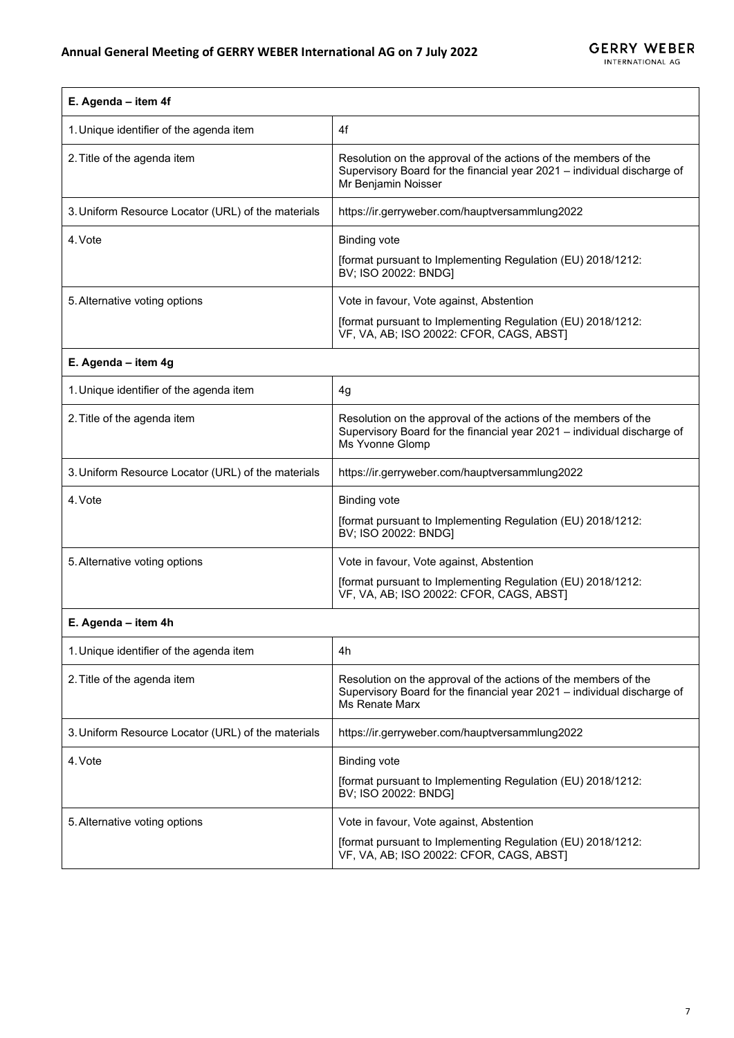| E. Agenda – item 4f | |
|---|---|
| 1. Unique identifier of the agenda item | 4f |
| 2. Title of the agenda item | Resolution on the approval of the actions of the members of the Supervisory Board for the financial year 2021 – individual discharge of Mr Benjamin Noisser |
| 3. Uniform Resource Locator (URL) of the materials | https://ir.gerryweber.com/hauptversammlung2022 |
| 4. Vote | Binding vote<br>[format pursuant to Implementing Regulation (EU) 2018/1212: BV; ISO 20022: BNDG] |
| 5. Alternative voting options | Vote in favour, Vote against, Abstention<br>[format pursuant to Implementing Regulation (EU) 2018/1212: VF, VA, AB; ISO 20022: CFOR, CAGS, ABST] |
| **E. Agenda – item 4g** | |
| 1. Unique identifier of the agenda item | 4g |
| 2. Title of the agenda item | Resolution on the approval of the actions of the members of the Supervisory Board for the financial year 2021 – individual discharge of Ms Yvonne Glomp |
| 3. Uniform Resource Locator (URL) of the materials | https://ir.gerryweber.com/hauptversammlung2022 |
| 4. Vote | Binding vote<br>[format pursuant to Implementing Regulation (EU) 2018/1212: BV; ISO 20022: BNDG] |
| 5. Alternative voting options | Vote in favour, Vote against, Abstention<br>[format pursuant to Implementing Regulation (EU) 2018/1212: VF, VA, AB; ISO 20022: CFOR, CAGS, ABST] |
| **E. Agenda – item 4h** | |
| 1. Unique identifier of the agenda item | 4h |
| 2. Title of the agenda item | Resolution on the approval of the actions of the members of the Supervisory Board for the financial year 2021 – individual discharge of Ms Renate Marx |
| 3. Uniform Resource Locator (URL) of the materials | https://ir.gerryweber.com/hauptversammlung2022 |
| 4. Vote | Binding vote<br>[format pursuant to Implementing Regulation (EU) 2018/1212: BV; ISO 20022: BNDG] |
| 5. Alternative voting options | Vote in favour, Vote against, Abstention<br>[format pursuant to Implementing Regulation (EU) 2018/1212: VF, VA, AB; ISO 20022: CFOR, CAGS, ABST] |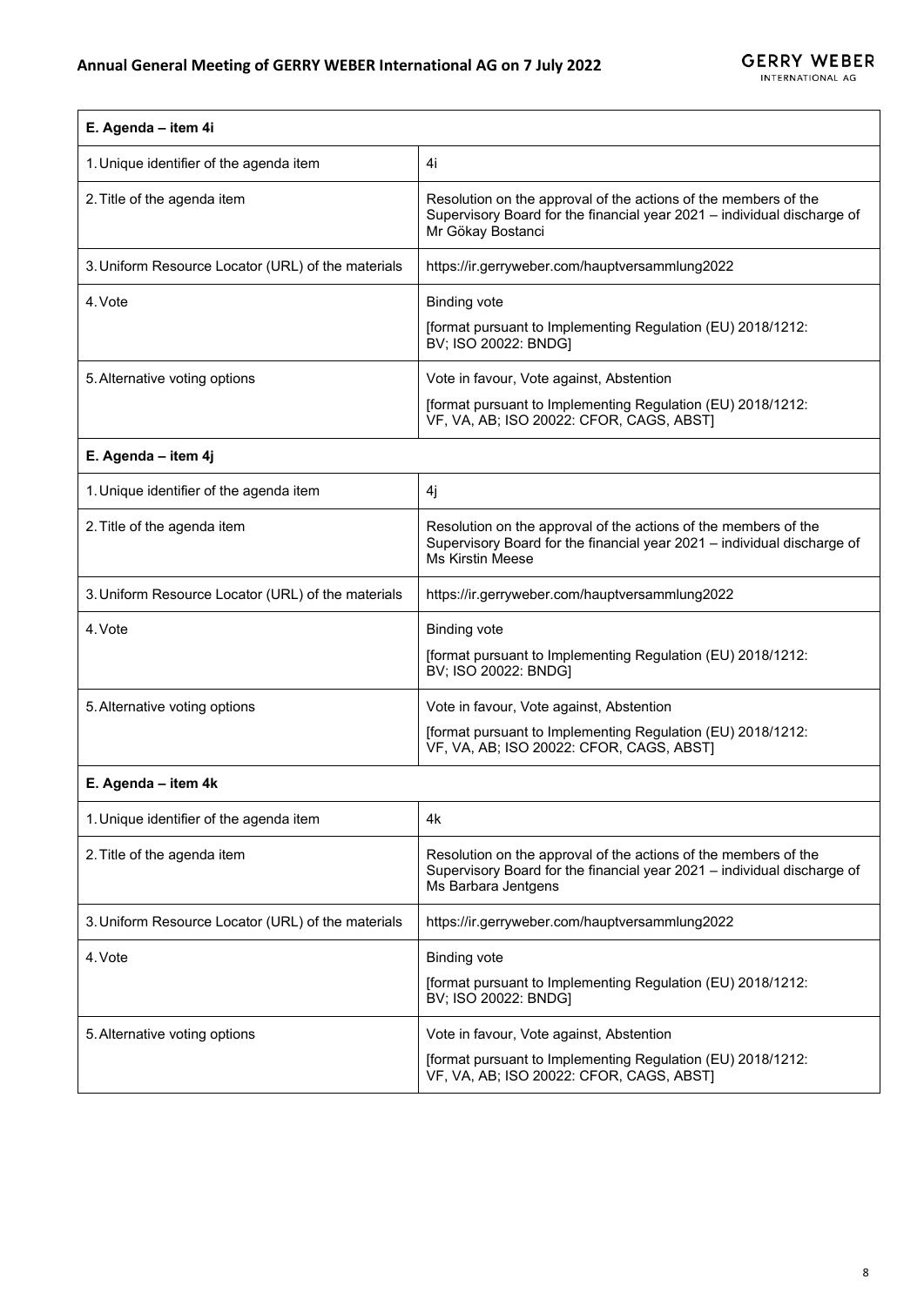| E. Agenda – item 4i | |
|---|---|
| 1. Unique identifier of the agenda item | 4i |
| 2. Title of the agenda item | Resolution on the approval of the actions of the members of the Supervisory Board for the financial year 2021 – individual discharge of Mr Gökay Bostanci |
| 3. Uniform Resource Locator (URL) of the materials | https://ir.gerryweber.com/hauptversammlung2022 |
| 4. Vote | Binding vote<br>[format pursuant to Implementing Regulation (EU) 2018/1212: BV; ISO 20022: BNDG] |
| 5. Alternative voting options | Vote in favour, Vote against, Abstention<br>[format pursuant to Implementing Regulation (EU) 2018/1212: VF, VA, AB; ISO 20022: CFOR, CAGS, ABST] |

| E. Agenda – item 4j | |
|---|---|
| 1. Unique identifier of the agenda item | 4j |
| 2. Title of the agenda item | Resolution on the approval of the actions of the members of the Supervisory Board for the financial year 2021 – individual discharge of Ms Kirstin Meese |
| 3. Uniform Resource Locator (URL) of the materials | https://ir.gerryweber.com/hauptversammlung2022 |
| 4. Vote | Binding vote<br>[format pursuant to Implementing Regulation (EU) 2018/1212: BV; ISO 20022: BNDG] |
| 5. Alternative voting options | Vote in favour, Vote against, Abstention<br>[format pursuant to Implementing Regulation (EU) 2018/1212: VF, VA, AB; ISO 20022: CFOR, CAGS, ABST] |

| E. Agenda – item 4k | |
|---|---|
| 1. Unique identifier of the agenda item | 4k |
| 2. Title of the agenda item | Resolution on the approval of the actions of the members of the Supervisory Board for the financial year 2021 – individual discharge of Ms Barbara Jentgens |
| 3. Uniform Resource Locator (URL) of the materials | https://ir.gerryweber.com/hauptversammlung2022 |
| 4. Vote | Binding vote<br>[format pursuant to Implementing Regulation (EU) 2018/1212: BV; ISO 20022: BNDG] |
| 5. Alternative voting options | Vote in favour, Vote against, Abstention<br>[format pursuant to Implementing Regulation (EU) 2018/1212: VF, VA, AB; ISO 20022: CFOR, CAGS, ABST] |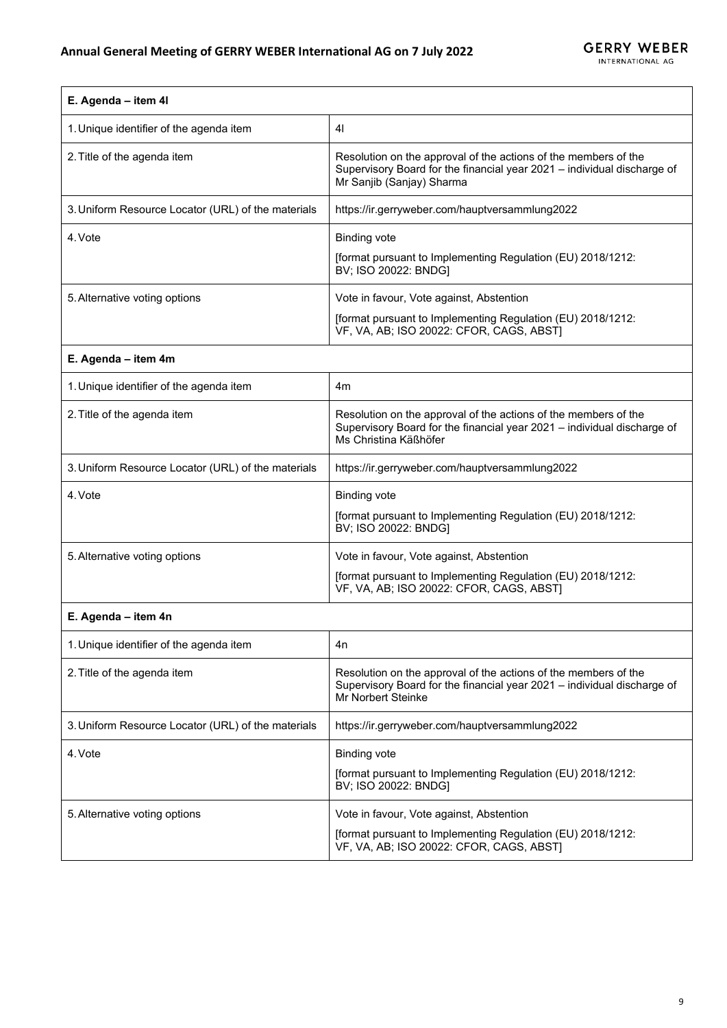| E. Agenda – item 4l | |
|---|---|
| 1. Unique identifier of the agenda item | 4l |
| 2. Title of the agenda item | Resolution on the approval of the actions of the members of the Supervisory Board for the financial year 2021 – individual discharge of Mr Sanjib (Sanjay) Sharma |
| 3. Uniform Resource Locator (URL) of the materials | https://ir.gerryweber.com/hauptversammlung2022 |
| 4. Vote | Binding vote<br>[format pursuant to Implementing Regulation (EU) 2018/1212: BV; ISO 20022: BNDG] |
| 5. Alternative voting options | Vote in favour, Vote against, Abstention<br>[format pursuant to Implementing Regulation (EU) 2018/1212: VF, VA, AB; ISO 20022: CFOR, CAGS, ABST] |

| E. Agenda – item 4m | |
|---|---|
| 1. Unique identifier of the agenda item | 4m |
| 2. Title of the agenda item | Resolution on the approval of the actions of the members of the Supervisory Board for the financial year 2021 – individual discharge of Ms Christina Käßhöfer |
| 3. Uniform Resource Locator (URL) of the materials | https://ir.gerryweber.com/hauptversammlung2022 |
| 4. Vote | Binding vote<br>[format pursuant to Implementing Regulation (EU) 2018/1212: BV; ISO 20022: BNDG] |
| 5. Alternative voting options | Vote in favour, Vote against, Abstention<br>[format pursuant to Implementing Regulation (EU) 2018/1212: VF, VA, AB; ISO 20022: CFOR, CAGS, ABST] |

| E. Agenda – item 4n | |
|---|---|
| 1. Unique identifier of the agenda item | 4n |
| 2. Title of the agenda item | Resolution on the approval of the actions of the members of the Supervisory Board for the financial year 2021 – individual discharge of Mr Norbert Steinke |
| 3. Uniform Resource Locator (URL) of the materials | https://ir.gerryweber.com/hauptversammlung2022 |
| 4. Vote | Binding vote<br>[format pursuant to Implementing Regulation (EU) 2018/1212: BV; ISO 20022: BNDG] |
| 5. Alternative voting options | Vote in favour, Vote against, Abstention<br>[format pursuant to Implementing Regulation (EU) 2018/1212: VF, VA, AB; ISO 20022: CFOR, CAGS, ABST] |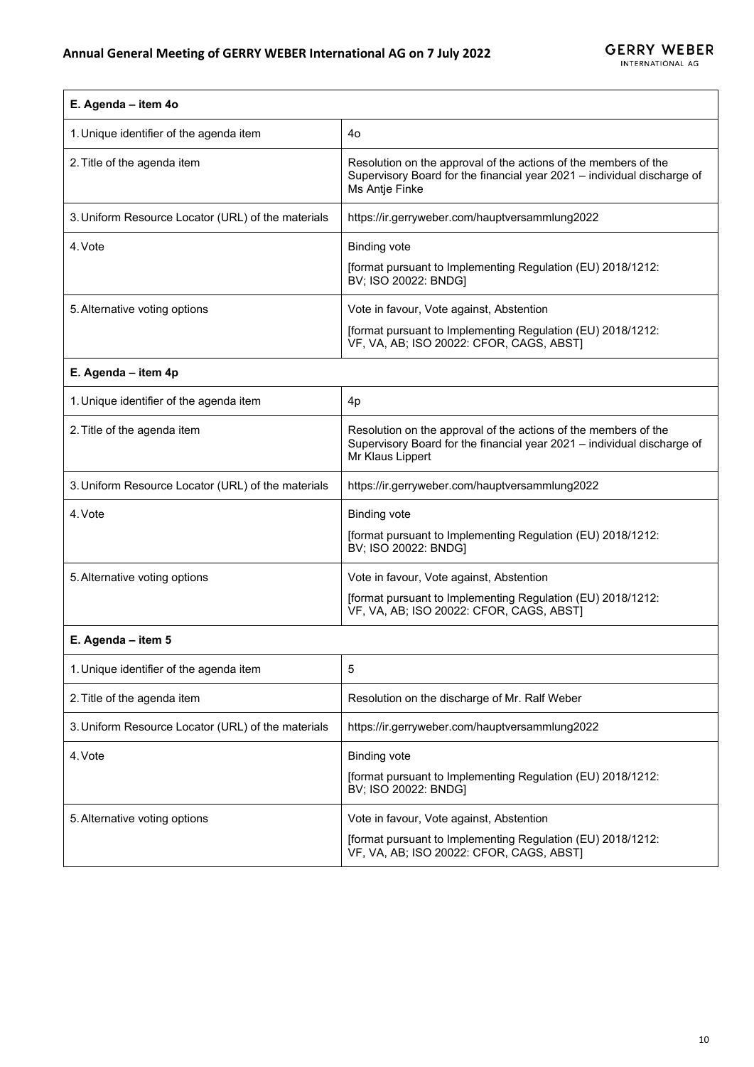| E. Agenda – item 4o | |
|---|---|
| 1. Unique identifier of the agenda item | 4o |
| 2. Title of the agenda item | Resolution on the approval of the actions of the members of the Supervisory Board for the financial year 2021 – individual discharge of Ms Antje Finke |
| 3. Uniform Resource Locator (URL) of the materials | https://ir.gerryweber.com/hauptversammlung2022 |
| 4. Vote | Binding vote<br><br>[format pursuant to Implementing Regulation (EU) 2018/1212: BV; ISO 20022: BNDG] |
| 5. Alternative voting options | Vote in favour, Vote against, Abstention<br><br>[format pursuant to Implementing Regulation (EU) 2018/1212: VF, VA, AB; ISO 20022: CFOR, CAGS, ABST] |

| E. Agenda – item 4p | |
|---|---|
| 1. Unique identifier of the agenda item | 4p |
| 2. Title of the agenda item | Resolution on the approval of the actions of the members of the Supervisory Board for the financial year 2021 – individual discharge of Mr Klaus Lippert |
| 3. Uniform Resource Locator (URL) of the materials | https://ir.gerryweber.com/hauptversammlung2022 |
| 4. Vote | Binding vote<br><br>[format pursuant to Implementing Regulation (EU) 2018/1212: BV; ISO 20022: BNDG] |
| 5. Alternative voting options | Vote in favour, Vote against, Abstention<br><br>[format pursuant to Implementing Regulation (EU) 2018/1212: VF, VA, AB; ISO 20022: CFOR, CAGS, ABST] |

| E. Agenda – item 5 | |
|---|---|
| 1. Unique identifier of the agenda item | 5 |
| 2. Title of the agenda item | Resolution on the discharge of Mr. Ralf Weber |
| 3. Uniform Resource Locator (URL) of the materials | https://ir.gerryweber.com/hauptversammlung2022 |
| 4. Vote | Binding vote<br><br>[format pursuant to Implementing Regulation (EU) 2018/1212: BV; ISO 20022: BNDG] |
| 5. Alternative voting options | Vote in favour, Vote against, Abstention<br><br>[format pursuant to Implementing Regulation (EU) 2018/1212: VF, VA, AB; ISO 20022: CFOR, CAGS, ABST] |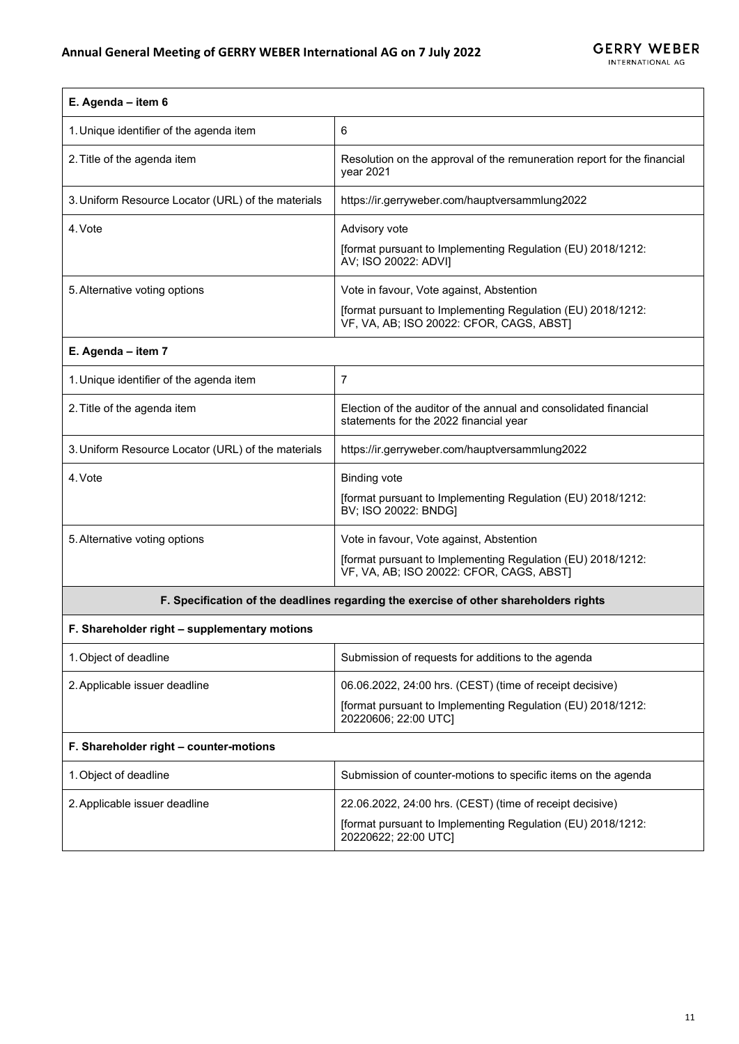| E. Agenda – item 6 | |
|---|---|
| 1. Unique identifier of the agenda item | 6 |
| 2. Title of the agenda item | Resolution on the approval of the remuneration report for the financial year 2021 |
| 3. Uniform Resource Locator (URL) of the materials | https://ir.gerryweber.com/hauptversammlung2022 |
| 4. Vote | Advisory vote<br>[format pursuant to Implementing Regulation (EU) 2018/1212: AV; ISO 20022: ADVI] |
| 5. Alternative voting options | Vote in favour, Vote against, Abstention<br>[format pursuant to Implementing Regulation (EU) 2018/1212: VF, VA, AB; ISO 20022: CFOR, CAGS, ABST] |
| **E. Agenda – item 7** | |
| 1. Unique identifier of the agenda item | 7 |
| 2. Title of the agenda item | Election of the auditor of the annual and consolidated financial statements for the 2022 financial year |
| 3. Uniform Resource Locator (URL) of the materials | https://ir.gerryweber.com/hauptversammlung2022 |
| 4. Vote | Binding vote<br>[format pursuant to Implementing Regulation (EU) 2018/1212: BV; ISO 20022: BNDG] |
| 5. Alternative voting options | Vote in favour, Vote against, Abstention<br>[format pursuant to Implementing Regulation (EU) 2018/1212: VF, VA, AB; ISO 20022: CFOR, CAGS, ABST] |
| **F. Specification of the deadlines regarding the exercise of other shareholders rights** | |
| **F. Shareholder right – supplementary motions** | |
| 1. Object of deadline | Submission of requests for additions to the agenda |
| 2. Applicable issuer deadline | 06.06.2022, 24:00 hrs. (CEST) (time of receipt decisive)<br>[format pursuant to Implementing Regulation (EU) 2018/1212: 20220606; 22:00 UTC] |
| **F. Shareholder right – counter-motions** | |
| 1. Object of deadline | Submission of counter-motions to specific items on the agenda |
| 2. Applicable issuer deadline | 22.06.2022, 24:00 hrs. (CEST) (time of receipt decisive)<br>[format pursuant to Implementing Regulation (EU) 2018/1212: 20220622; 22:00 UTC] |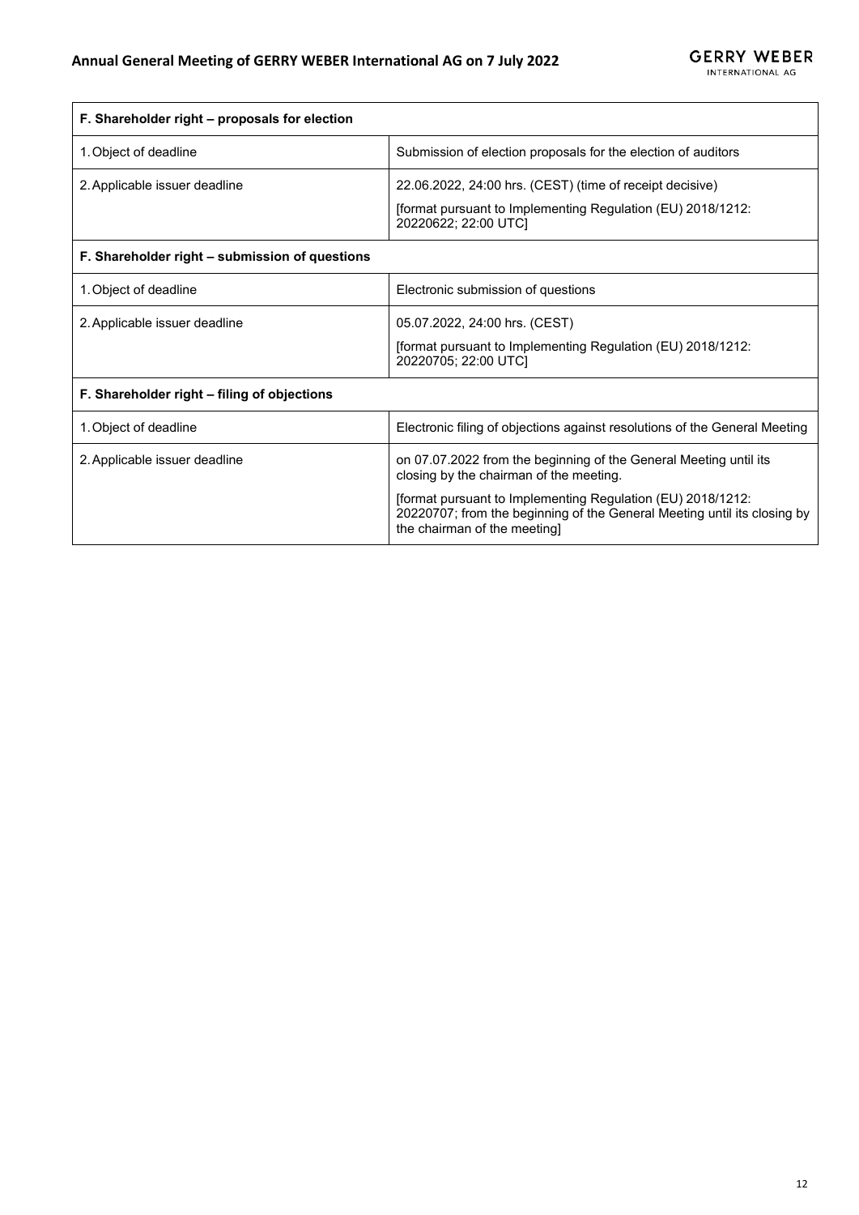| F. Shareholder right – proposals for election | |
|---|---|
| 1. Object of deadline | Submission of election proposals for the election of auditors |
| 2. Applicable issuer deadline | 22.06.2022, 24:00 hrs. (CEST) (time of receipt decisive)<br><br>[format pursuant to Implementing Regulation (EU) 2018/1212: 20220622; 22:00 UTC] |
| **F. Shareholder right – submission of questions** | |
| 1. Object of deadline | Electronic submission of questions |
| 2. Applicable issuer deadline | 05.07.2022, 24:00 hrs. (CEST)<br><br>[format pursuant to Implementing Regulation (EU) 2018/1212: 20220705; 22:00 UTC] |
| **F. Shareholder right – filing of objections** | |
| 1. Object of deadline | Electronic filing of objections against resolutions of the General Meeting |
| 2. Applicable issuer deadline | on 07.07.2022 from the beginning of the General Meeting until its closing by the chairman of the meeting.<br><br>[format pursuant to Implementing Regulation (EU) 2018/1212: 20220707; from the beginning of the General Meeting until its closing by the chairman of the meeting] |